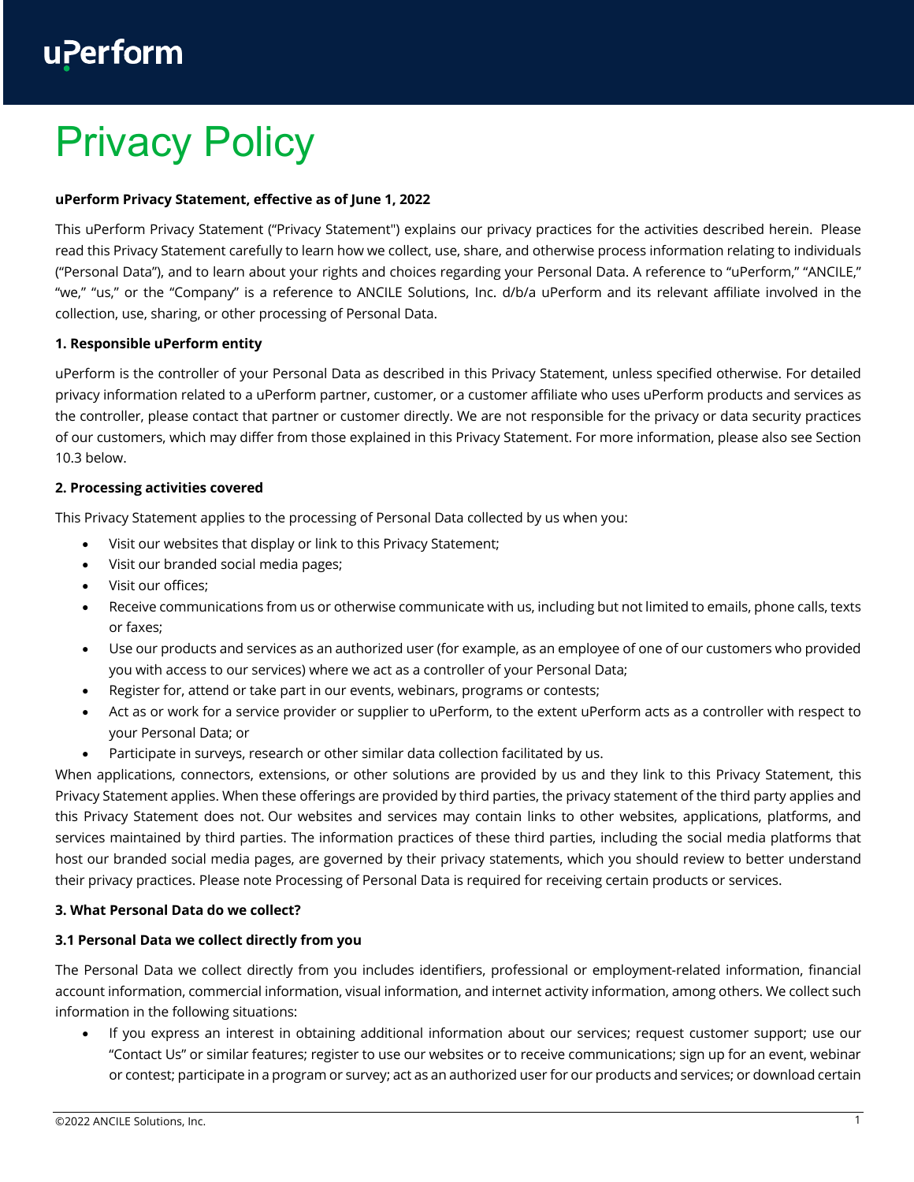# Privacy Policy

**uPerform Privacy Statement, effective as of June 1, 2022**

This uPerform Privacy Statement ("Privacy Statement") explains our privacy practices for the activities described herein. Please read this Privacy Statement carefully to learn how we collect, use, share, and otherwise process information relating to individuals ("Personal Data"), and to learn about your rights and choices regarding your Personal Data. A reference to "uPerform," "ANCILE," "we," "us," or the "Company" is a reference to ANCILE Solutions, Inc. d/b/a uPerform and its relevant affiliate involved in the collection, use, sharing, or other processing of Personal Data.

**1. Responsible uPerform entity**

uPerform is the controller of your Personal Data as described in this Privacy Statement, unless specified otherwise. For detailed privacy information related to a uPerform partner, customer, or a customer affiliate who uses uPerform products and services as the controller, please contact that partner or customer directly. We are not responsible for the privacy or data security practices of our customers, which may differ from those explained in this Privacy Statement. For more information, please also see Section 10.3 below.

**2. Processing activities covered**

This Privacy Statement applies to the processing of Personal Data collected by us when you:

- Visit our websites that display or link to this Privacy Statement;
- Visit our branded social media pages;
- Visit our offices;
- Receive communications from us or otherwise communicate with us, including but not limited to emails, phone calls, texts or faxes;
- Use our products and services as an authorized user (for example, as an employee of one of our customers who provided you with access to our services) where we act as a controller of your Personal Data;
- Register for, attend or take part in our events, webinars, programs or contests;
- Act as or work for a service provider or supplier to uPerform, to the extent uPerform acts as a controller with respect to your Personal Data; or
- Participate in surveys, research or other similar data collection facilitated by us.

When applications, connectors, extensions, or other solutions are provided by us and they link to this Privacy Statement, this Privacy Statement applies. When these offerings are provided by third parties, the privacy statement of the third party applies and this Privacy Statement does not. Our websites and services may contain links to other websites, applications, platforms, and services maintained by third parties. The information practices of these third parties, including the social media platforms that host our branded social media pages, are governed by their privacy statements, which you should review to better understand their privacy practices. Please note Processing of Personal Data is required for receiving certain products or services.

**3. What Personal Data do we collect?**

**3.1 Personal Data we collect directly from you**

The Personal Data we collect directly from you includes identifiers, professional or employment-related information, financial account information, commercial information, visual information, and internet activity information, among others. We collect such information in the following situations:

- If you express an interest in obtaining additional information about our services; request customer support; use our "Contact Us" or similar features; register to use our websites or to receive communications; sign up for an event, webinar or contest; participate in a program or survey; act as an authorized user for our products and services; or download certain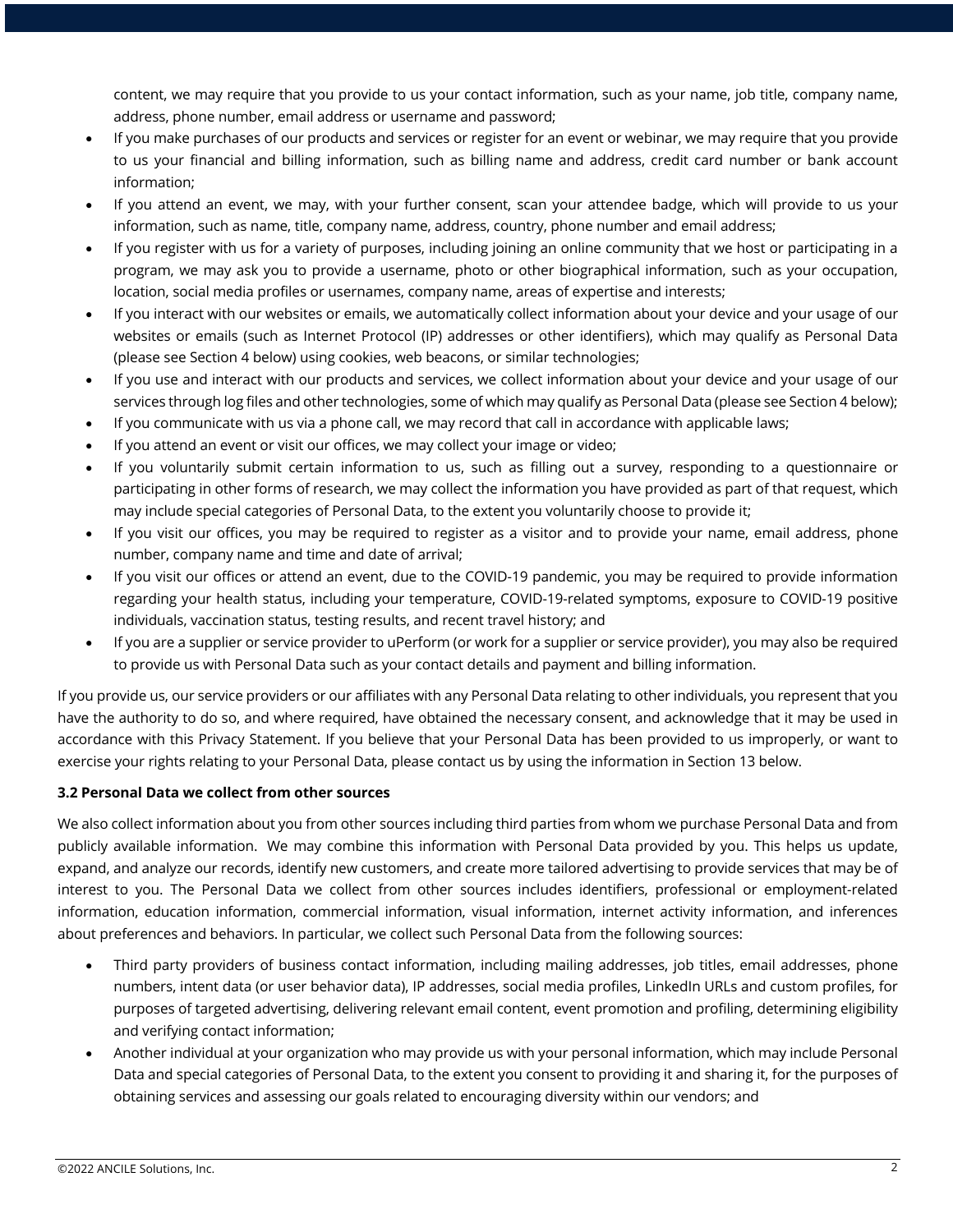content, we may require that you provide to us your contact information, such as your name, job title, company name, address, phone number, email address or username and password;

- If you make purchases of our products and services or register for an event or webinar, we may require that you provide to us your financial and billing information, such as billing name and address, credit card number or bank account information;
- If you attend an event, we may, with your further consent, scan your attendee badge, which will provide to us your information, such as name, title, company name, address, country, phone number and email address;
- If you register with us for a variety of purposes, including joining an online community that we host or participating in a program, we may ask you to provide a username, photo or other biographical information, such as your occupation, location, social media profiles or usernames, company name, areas of expertise and interests;
- If you interact with our websites or emails, we automatically collect information about your device and your usage of our websites or emails (such as Internet Protocol (IP) addresses or other identifiers), which may qualify as Personal Data (please see Section 4 below) using cookies, web beacons, or similar technologies;
- If you use and interact with our products and services, we collect information about your device and your usage of our services through log files and other technologies, some of which may qualify as Personal Data (please see Section 4 below);
- If you communicate with us via a phone call, we may record that call in accordance with applicable laws;
- If you attend an event or visit our offices, we may collect your image or video;
- If you voluntarily submit certain information to us, such as filling out a survey, responding to a questionnaire or participating in other forms of research, we may collect the information you have provided as part of that request, which may include special categories of Personal Data, to the extent you voluntarily choose to provide it;
- If you visit our offices, you may be required to register as a visitor and to provide your name, email address, phone number, company name and time and date of arrival;
- If you visit our offices or attend an event, due to the COVID-19 pandemic, you may be required to provide information regarding your health status, including your temperature, COVID-19-related symptoms, exposure to COVID-19 positive individuals, vaccination status, testing results, and recent travel history; and
- If you are a supplier or service provider to uPerform (or work for a supplier or service provider), you may also be required to provide us with Personal Data such as your contact details and payment and billing information.

If you provide us, our service providers or our affiliates with any Personal Data relating to other individuals, you represent that you have the authority to do so, and where required, have obtained the necessary consent, and acknowledge that it may be used in accordance with this Privacy Statement. If you believe that your Personal Data has been provided to us improperly, or want to exercise your rights relating to your Personal Data, please contact us by using the information in Section 13 below.

### 3.2 Personal Data we collect from other sources

We also collect information about you from other sources including third parties from whom we purchase Personal Data and from publicly available information. We may combine this information with Personal Data provided by you. This helps us update, expand, and analyze our records, identify new customers, and create more tailored advertising to provide services that may be of interest to you. The Personal Data we collect from other sources includes identifiers, professional or employment-related information, education information, commercial information, visual information, internet activity information, and inferences about preferences and behaviors. In particular, we collect such Personal Data from the following sources:

- Third party providers of business contact information, including mailing addresses, job titles, email addresses, phone numbers, intent data (or user behavior data), IP addresses, social media profiles, LinkedIn URLs and custom profiles, for purposes of targeted advertising, delivering relevant email content, event promotion and profiling, determining eligibility and verifying contact information;
- Another individual at your organization who may provide us with your personal information, which may include Personal Data and special categories of Personal Data, to the extent you consent to providing it and sharing it, for the purposes of obtaining services and assessing our goals related to encouraging diversity within our vendors; and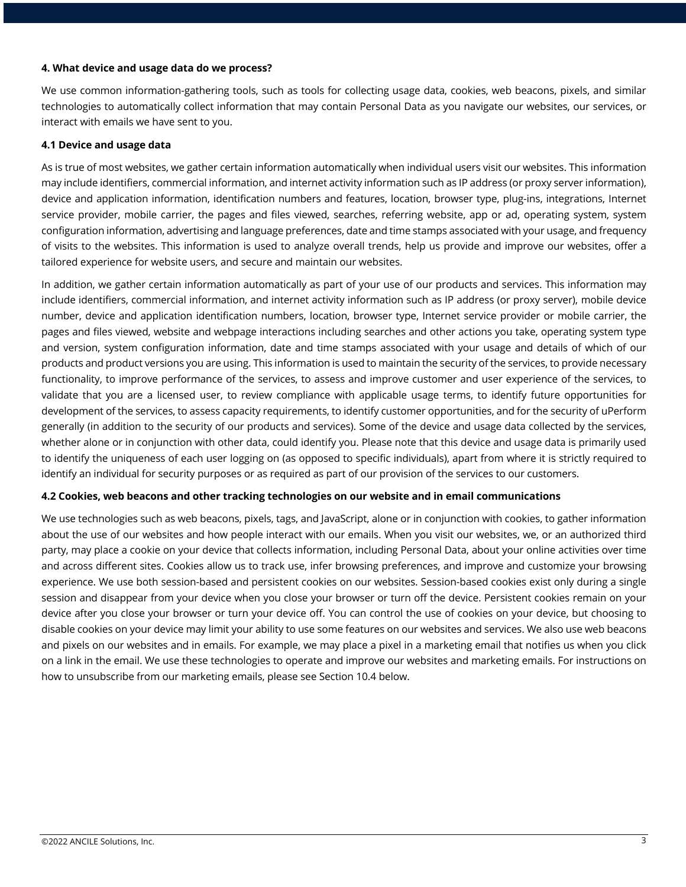## 4. What device and usage data do we process?

We use common information-gathering tools, such as tools for collecting usage data, cookies, web beacons, pixels, and similar technologies to automatically collect information that may contain Personal Data as you navigate our websites, our services, or interact with emails we have sent to you.

### 4.1 Device and usage data

As is true of most websites, we gather certain information automatically when individual users visit our websites. This information may include identifiers, commercial information, and internet activity information such as IP address (or proxy server information), device and application information, identification numbers and features, location, browser type, plug-ins, integrations, Internet service provider, mobile carrier, the pages and files viewed, searches, referring website, app or ad, operating system, system configuration information, advertising and language preferences, date and time stamps associated with your usage, and frequency of visits to the websites. This information is used to analyze overall trends, help us provide and improve our websites, offer a tailored experience for website users, and secure and maintain our websites.

In addition, we gather certain information automatically as part of your use of our products and services. This information may include identifiers, commercial information, and internet activity information such as IP address (or proxy server), mobile device number, device and application identification numbers, location, browser type, Internet service provider or mobile carrier, the pages and files viewed, website and webpage interactions including searches and other actions you take, operating system type and version, system configuration information, date and time stamps associated with your usage and details of which of our products and product versions you are using. This information is used to maintain the security of the services, to provide necessary functionality, to improve performance of the services, to assess and improve customer and user experience of the services, to validate that you are a licensed user, to review compliance with applicable usage terms, to identify future opportunities for development of the services, to assess capacity requirements, to identify customer opportunities, and for the security of uPerform generally (in addition to the security of our products and services). Some of the device and usage data collected by the services, whether alone or in conjunction with other data, could identify you. Please note that this device and usage data is primarily used to identify the uniqueness of each user logging on (as opposed to specific individuals), apart from where it is strictly required to identify an individual for security purposes or as required as part of our provision of the services to our customers.

### 4.2 Cookies, web beacons and other tracking technologies on our website and in email communications

We use technologies such as web beacons, pixels, tags, and JavaScript, alone or in conjunction with cookies, to gather information about the use of our websites and how people interact with our emails. When you visit our websites, we, or an authorized third party, may place a cookie on your device that collects information, including Personal Data, about your online activities over time and across different sites. Cookies allow us to track use, infer browsing preferences, and improve and customize your browsing experience. We use both session-based and persistent cookies on our websites. Session-based cookies exist only during a single session and disappear from your device when you close your browser or turn off the device. Persistent cookies remain on your device after you close your browser or turn your device off. You can control the use of cookies on your device, but choosing to disable cookies on your device may limit your ability to use some features on our websites and services. We also use web beacons and pixels on our websites and in emails. For example, we may place a pixel in a marketing email that notifies us when you click on a link in the email. We use these technologies to operate and improve our websites and marketing emails. For instructions on how to unsubscribe from our marketing emails, please see Section 10.4 below.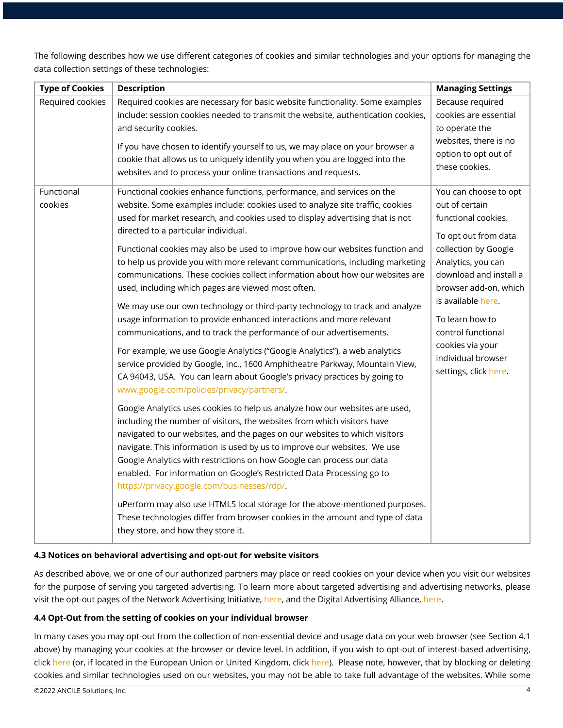The following describes how we use different categories of cookies and similar technologies and your options for managing the data collection settings of these technologies:

| Type of Cookies | Description | Managing Settings |
| --- | --- | --- |
| Required cookies | Required cookies are necessary for basic website functionality. Some examples include: session cookies needed to transmit the website, authentication cookies, and security cookies.<br><br>If you have chosen to identify yourself to us, we may place on your browser a cookie that allows us to uniquely identify you when you are logged into the websites and to process your online transactions and requests. | Because required cookies are essential to operate the websites, there is no option to opt out of these cookies. |
| Functional cookies | Functional cookies enhance functions, performance, and services on the website. Some examples include: cookies used to analyze site traffic, cookies used for market research, and cookies used to display advertising that is not directed to a particular individual.<br><br>Functional cookies may also be used to improve how our websites function and to help us provide you with more relevant communications, including marketing communications. These cookies collect information about how our websites are used, including which pages are viewed most often.<br><br>We may use our own technology or third-party technology to track and analyze usage information to provide enhanced interactions and more relevant communications, and to track the performance of our advertisements.<br><br>For example, we use Google Analytics ("Google Analytics"), a web analytics service provided by Google, Inc., 1600 Amphitheatre Parkway, Mountain View, CA 94043, USA. You can learn about Google's privacy practices by going to www.google.com/policies/privacy/partners/.<br><br>Google Analytics uses cookies to help us analyze how our websites are used, including the number of visitors, the websites from which visitors have navigated to our websites, and the pages on our websites to which visitors navigate. This information is used by us to improve our websites. We use Google Analytics with restrictions on how Google can process our data enabled. For information on Google's Restricted Data Processing go to https://privacy.google.com/businesses/rdp/.<br><br>uPerform may also use HTML5 local storage for the above-mentioned purposes. These technologies differ from browser cookies in the amount and type of data they store, and how they store it. | You can choose to opt out of certain functional cookies.<br><br>To opt out from data collection by Google Analytics, you can download and install a browser add-on, which is available here.<br><br>To learn how to control functional cookies via your individual browser settings, click here. |

**4.3 Notices on behavioral advertising and opt-out for website visitors**

As described above, we or one of our authorized partners may place or read cookies on your device when you visit our websites for the purpose of serving you targeted advertising. To learn more about targeted advertising and advertising networks, please visit the opt-out pages of the Network Advertising Initiative, here, and the Digital Advertising Alliance, here.

**4.4 Opt-Out from the setting of cookies on your individual browser**

In many cases you may opt-out from the collection of non-essential device and usage data on your web browser (see Section 4.1 above) by managing your cookies at the browser or device level. In addition, if you wish to opt-out of interest-based advertising, click here (or, if located in the European Union or United Kingdom, click here). Please note, however, that by blocking or deleting cookies and similar technologies used on our websites, you may not be able to take full advantage of the websites. While some

©2022 ANCILE Solutions, Inc.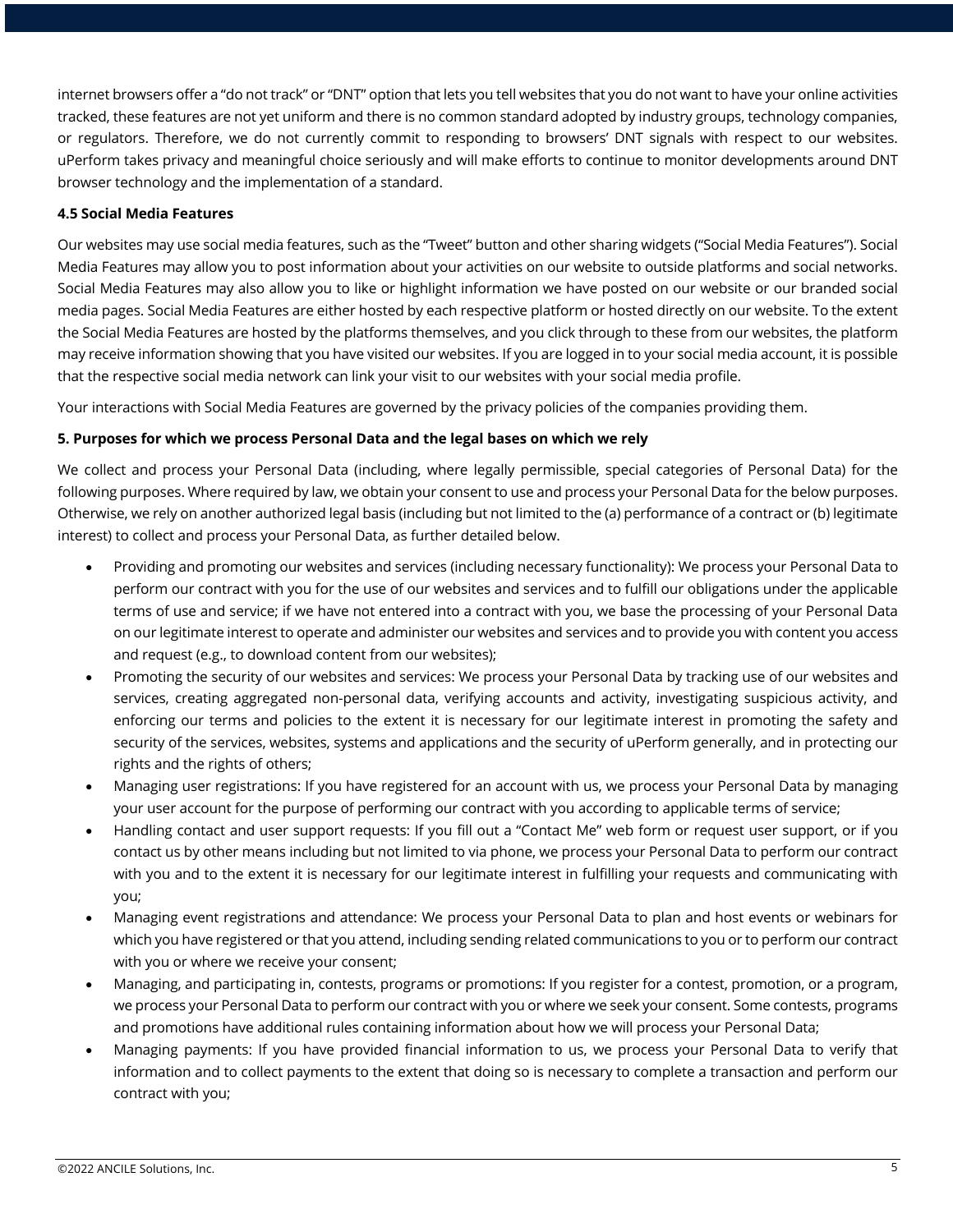internet browsers offer a “do not track” or “DNT” option that lets you tell websites that you do not want to have your online activities tracked, these features are not yet uniform and there is no common standard adopted by industry groups, technology companies, or regulators. Therefore, we do not currently commit to responding to browsers’ DNT signals with respect to our websites. uPerform takes privacy and meaningful choice seriously and will make efforts to continue to monitor developments around DNT browser technology and the implementation of a standard.

**4.5 Social Media Features**

Our websites may use social media features, such as the “Tweet” button and other sharing widgets (“Social Media Features”). Social Media Features may allow you to post information about your activities on our website to outside platforms and social networks. Social Media Features may also allow you to like or highlight information we have posted on our website or our branded social media pages. Social Media Features are either hosted by each respective platform or hosted directly on our website. To the extent the Social Media Features are hosted by the platforms themselves, and you click through to these from our websites, the platform may receive information showing that you have visited our websites. If you are logged in to your social media account, it is possible that the respective social media network can link your visit to our websites with your social media profile.

Your interactions with Social Media Features are governed by the privacy policies of the companies providing them.

**5. Purposes for which we process Personal Data and the legal bases on which we rely**

We collect and process your Personal Data (including, where legally permissible, special categories of Personal Data) for the following purposes. Where required by law, we obtain your consent to use and process your Personal Data for the below purposes. Otherwise, we rely on another authorized legal basis (including but not limited to the (a) performance of a contract or (b) legitimate interest) to collect and process your Personal Data, as further detailed below.

- Providing and promoting our websites and services (including necessary functionality): We process your Personal Data to perform our contract with you for the use of our websites and services and to fulfill our obligations under the applicable terms of use and service; if we have not entered into a contract with you, we base the processing of your Personal Data on our legitimate interest to operate and administer our websites and services and to provide you with content you access and request (e.g., to download content from our websites);
- Promoting the security of our websites and services: We process your Personal Data by tracking use of our websites and services, creating aggregated non-personal data, verifying accounts and activity, investigating suspicious activity, and enforcing our terms and policies to the extent it is necessary for our legitimate interest in promoting the safety and security of the services, websites, systems and applications and the security of uPerform generally, and in protecting our rights and the rights of others;
- Managing user registrations: If you have registered for an account with us, we process your Personal Data by managing your user account for the purpose of performing our contract with you according to applicable terms of service;
- Handling contact and user support requests: If you fill out a “Contact Me” web form or request user support, or if you contact us by other means including but not limited to via phone, we process your Personal Data to perform our contract with you and to the extent it is necessary for our legitimate interest in fulfilling your requests and communicating with you;
- Managing event registrations and attendance: We process your Personal Data to plan and host events or webinars for which you have registered or that you attend, including sending related communications to you or to perform our contract with you or where we receive your consent;
- Managing, and participating in, contests, programs or promotions: If you register for a contest, promotion, or a program, we process your Personal Data to perform our contract with you or where we seek your consent. Some contests, programs and promotions have additional rules containing information about how we will process your Personal Data;
- Managing payments: If you have provided financial information to us, we process your Personal Data to verify that information and to collect payments to the extent that doing so is necessary to complete a transaction and perform our contract with you;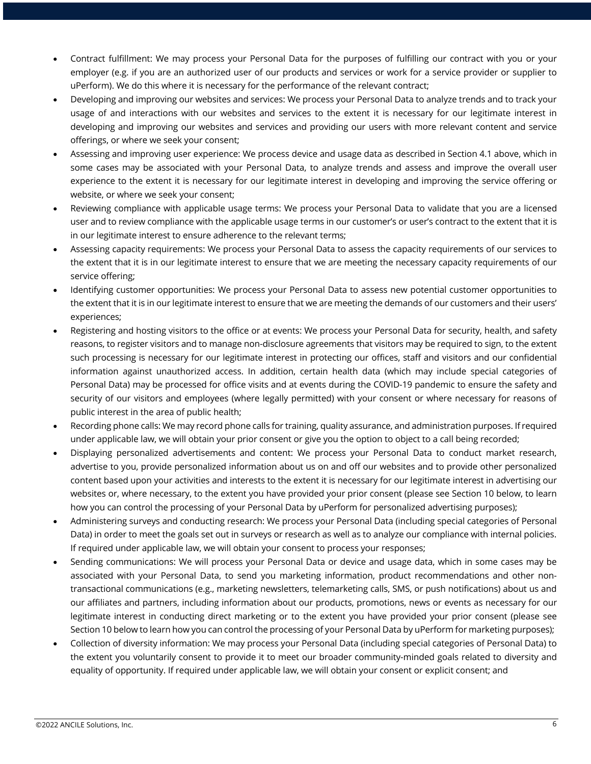- Contract fulfillment: We may process your Personal Data for the purposes of fulfilling our contract with you or your employer (e.g. if you are an authorized user of our products and services or work for a service provider or supplier to uPerform). We do this where it is necessary for the performance of the relevant contract;
- Developing and improving our websites and services: We process your Personal Data to analyze trends and to track your usage of and interactions with our websites and services to the extent it is necessary for our legitimate interest in developing and improving our websites and services and providing our users with more relevant content and service offerings, or where we seek your consent;
- Assessing and improving user experience: We process device and usage data as described in Section 4.1 above, which in some cases may be associated with your Personal Data, to analyze trends and assess and improve the overall user experience to the extent it is necessary for our legitimate interest in developing and improving the service offering or website, or where we seek your consent;
- Reviewing compliance with applicable usage terms: We process your Personal Data to validate that you are a licensed user and to review compliance with the applicable usage terms in our customer's or user's contract to the extent that it is in our legitimate interest to ensure adherence to the relevant terms;
- Assessing capacity requirements: We process your Personal Data to assess the capacity requirements of our services to the extent that it is in our legitimate interest to ensure that we are meeting the necessary capacity requirements of our service offering;
- Identifying customer opportunities: We process your Personal Data to assess new potential customer opportunities to the extent that it is in our legitimate interest to ensure that we are meeting the demands of our customers and their users' experiences;
- Registering and hosting visitors to the office or at events: We process your Personal Data for security, health, and safety reasons, to register visitors and to manage non-disclosure agreements that visitors may be required to sign, to the extent such processing is necessary for our legitimate interest in protecting our offices, staff and visitors and our confidential information against unauthorized access. In addition, certain health data (which may include special categories of Personal Data) may be processed for office visits and at events during the COVID-19 pandemic to ensure the safety and security of our visitors and employees (where legally permitted) with your consent or where necessary for reasons of public interest in the area of public health;
- Recording phone calls: We may record phone calls for training, quality assurance, and administration purposes. If required under applicable law, we will obtain your prior consent or give you the option to object to a call being recorded;
- Displaying personalized advertisements and content: We process your Personal Data to conduct market research, advertise to you, provide personalized information about us on and off our websites and to provide other personalized content based upon your activities and interests to the extent it is necessary for our legitimate interest in advertising our websites or, where necessary, to the extent you have provided your prior consent (please see Section 10 below, to learn how you can control the processing of your Personal Data by uPerform for personalized advertising purposes);
- Administering surveys and conducting research: We process your Personal Data (including special categories of Personal Data) in order to meet the goals set out in surveys or research as well as to analyze our compliance with internal policies. If required under applicable law, we will obtain your consent to process your responses;
- Sending communications: We will process your Personal Data or device and usage data, which in some cases may be associated with your Personal Data, to send you marketing information, product recommendations and other non-transactional communications (e.g., marketing newsletters, telemarketing calls, SMS, or push notifications) about us and our affiliates and partners, including information about our products, promotions, news or events as necessary for our legitimate interest in conducting direct marketing or to the extent you have provided your prior consent (please see Section 10 below to learn how you can control the processing of your Personal Data by uPerform for marketing purposes);
- Collection of diversity information: We may process your Personal Data (including special categories of Personal Data) to the extent you voluntarily consent to provide it to meet our broader community-minded goals related to diversity and equality of opportunity. If required under applicable law, we will obtain your consent or explicit consent; and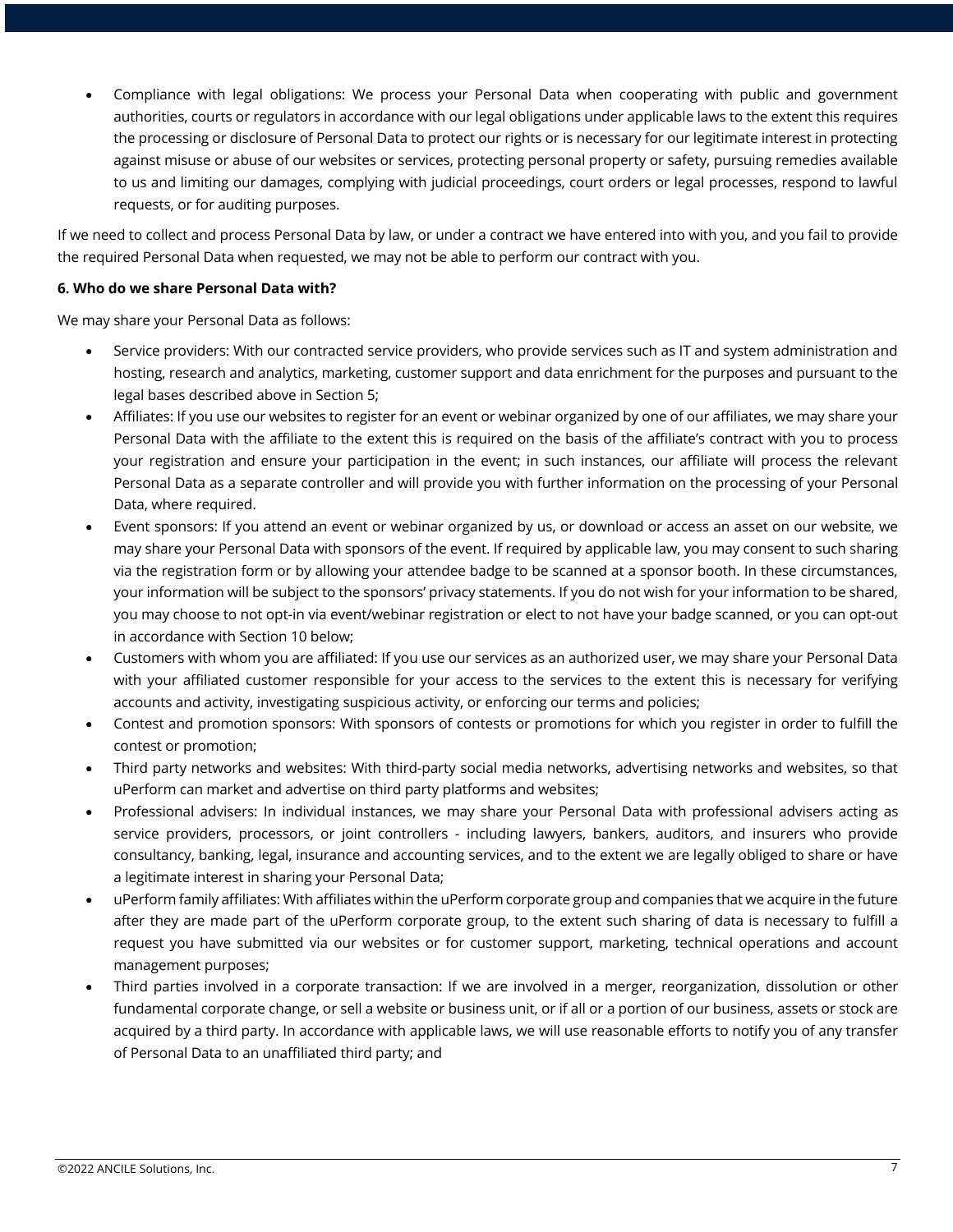- Compliance with legal obligations: We process your Personal Data when cooperating with public and government authorities, courts or regulators in accordance with our legal obligations under applicable laws to the extent this requires the processing or disclosure of Personal Data to protect our rights or is necessary for our legitimate interest in protecting against misuse or abuse of our websites or services, protecting personal property or safety, pursuing remedies available to us and limiting our damages, complying with judicial proceedings, court orders or legal processes, respond to lawful requests, or for auditing purposes.

If we need to collect and process Personal Data by law, or under a contract we have entered into with you, and you fail to provide the required Personal Data when requested, we may not be able to perform our contract with you.

**6. Who do we share Personal Data with?**

We may share your Personal Data as follows:

- Service providers: With our contracted service providers, who provide services such as IT and system administration and hosting, research and analytics, marketing, customer support and data enrichment for the purposes and pursuant to the legal bases described above in Section 5;
- Affiliates: If you use our websites to register for an event or webinar organized by one of our affiliates, we may share your Personal Data with the affiliate to the extent this is required on the basis of the affiliate's contract with you to process your registration and ensure your participation in the event; in such instances, our affiliate will process the relevant Personal Data as a separate controller and will provide you with further information on the processing of your Personal Data, where required.
- Event sponsors: If you attend an event or webinar organized by us, or download or access an asset on our website, we may share your Personal Data with sponsors of the event. If required by applicable law, you may consent to such sharing via the registration form or by allowing your attendee badge to be scanned at a sponsor booth. In these circumstances, your information will be subject to the sponsors' privacy statements. If you do not wish for your information to be shared, you may choose to not opt-in via event/webinar registration or elect to not have your badge scanned, or you can opt-out in accordance with Section 10 below;
- Customers with whom you are affiliated: If you use our services as an authorized user, we may share your Personal Data with your affiliated customer responsible for your access to the services to the extent this is necessary for verifying accounts and activity, investigating suspicious activity, or enforcing our terms and policies;
- Contest and promotion sponsors: With sponsors of contests or promotions for which you register in order to fulfill the contest or promotion;
- Third party networks and websites: With third-party social media networks, advertising networks and websites, so that uPerform can market and advertise on third party platforms and websites;
- Professional advisers: In individual instances, we may share your Personal Data with professional advisers acting as service providers, processors, or joint controllers - including lawyers, bankers, auditors, and insurers who provide consultancy, banking, legal, insurance and accounting services, and to the extent we are legally obliged to share or have a legitimate interest in sharing your Personal Data;
- uPerform family affiliates: With affiliates within the uPerform corporate group and companies that we acquire in the future after they are made part of the uPerform corporate group, to the extent such sharing of data is necessary to fulfill a request you have submitted via our websites or for customer support, marketing, technical operations and account management purposes;
- Third parties involved in a corporate transaction: If we are involved in a merger, reorganization, dissolution or other fundamental corporate change, or sell a website or business unit, or if all or a portion of our business, assets or stock are acquired by a third party. In accordance with applicable laws, we will use reasonable efforts to notify you of any transfer of Personal Data to an unaffiliated third party; and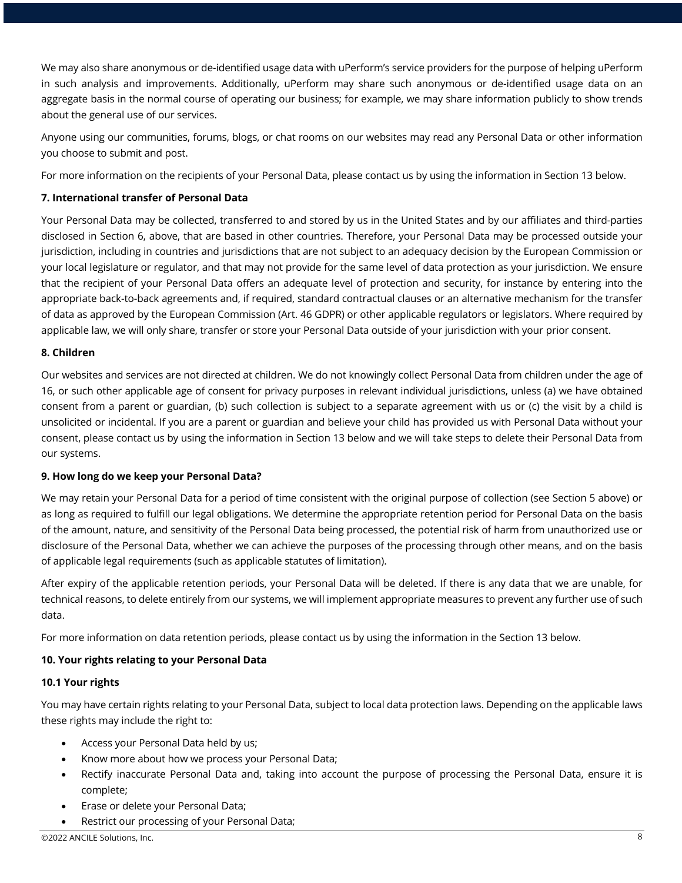We may also share anonymous or de-identified usage data with uPerform's service providers for the purpose of helping uPerform in such analysis and improvements. Additionally, uPerform may share such anonymous or de-identified usage data on an aggregate basis in the normal course of operating our business; for example, we may share information publicly to show trends about the general use of our services.

Anyone using our communities, forums, blogs, or chat rooms on our websites may read any Personal Data or other information you choose to submit and post.

For more information on the recipients of your Personal Data, please contact us by using the information in Section 13 below.

**7. International transfer of Personal Data**

Your Personal Data may be collected, transferred to and stored by us in the United States and by our affiliates and third-parties disclosed in Section 6, above, that are based in other countries. Therefore, your Personal Data may be processed outside your jurisdiction, including in countries and jurisdictions that are not subject to an adequacy decision by the European Commission or your local legislature or regulator, and that may not provide for the same level of data protection as your jurisdiction. We ensure that the recipient of your Personal Data offers an adequate level of protection and security, for instance by entering into the appropriate back-to-back agreements and, if required, standard contractual clauses or an alternative mechanism for the transfer of data as approved by the European Commission (Art. 46 GDPR) or other applicable regulators or legislators. Where required by applicable law, we will only share, transfer or store your Personal Data outside of your jurisdiction with your prior consent.

**8. Children**

Our websites and services are not directed at children. We do not knowingly collect Personal Data from children under the age of 16, or such other applicable age of consent for privacy purposes in relevant individual jurisdictions, unless (a) we have obtained consent from a parent or guardian, (b) such collection is subject to a separate agreement with us or (c) the visit by a child is unsolicited or incidental. If you are a parent or guardian and believe your child has provided us with Personal Data without your consent, please contact us by using the information in Section 13 below and we will take steps to delete their Personal Data from our systems.

**9. How long do we keep your Personal Data?**

We may retain your Personal Data for a period of time consistent with the original purpose of collection (see Section 5 above) or as long as required to fulfill our legal obligations. We determine the appropriate retention period for Personal Data on the basis of the amount, nature, and sensitivity of the Personal Data being processed, the potential risk of harm from unauthorized use or disclosure of the Personal Data, whether we can achieve the purposes of the processing through other means, and on the basis of applicable legal requirements (such as applicable statutes of limitation).

After expiry of the applicable retention periods, your Personal Data will be deleted. If there is any data that we are unable, for technical reasons, to delete entirely from our systems, we will implement appropriate measures to prevent any further use of such data.

For more information on data retention periods, please contact us by using the information in the Section 13 below.

**10. Your rights relating to your Personal Data**

**10.1 Your rights**

You may have certain rights relating to your Personal Data, subject to local data protection laws. Depending on the applicable laws these rights may include the right to:

- Access your Personal Data held by us;
- Know more about how we process your Personal Data;
- Rectify inaccurate Personal Data and, taking into account the purpose of processing the Personal Data, ensure it is complete;
- Erase or delete your Personal Data;
- Restrict our processing of your Personal Data;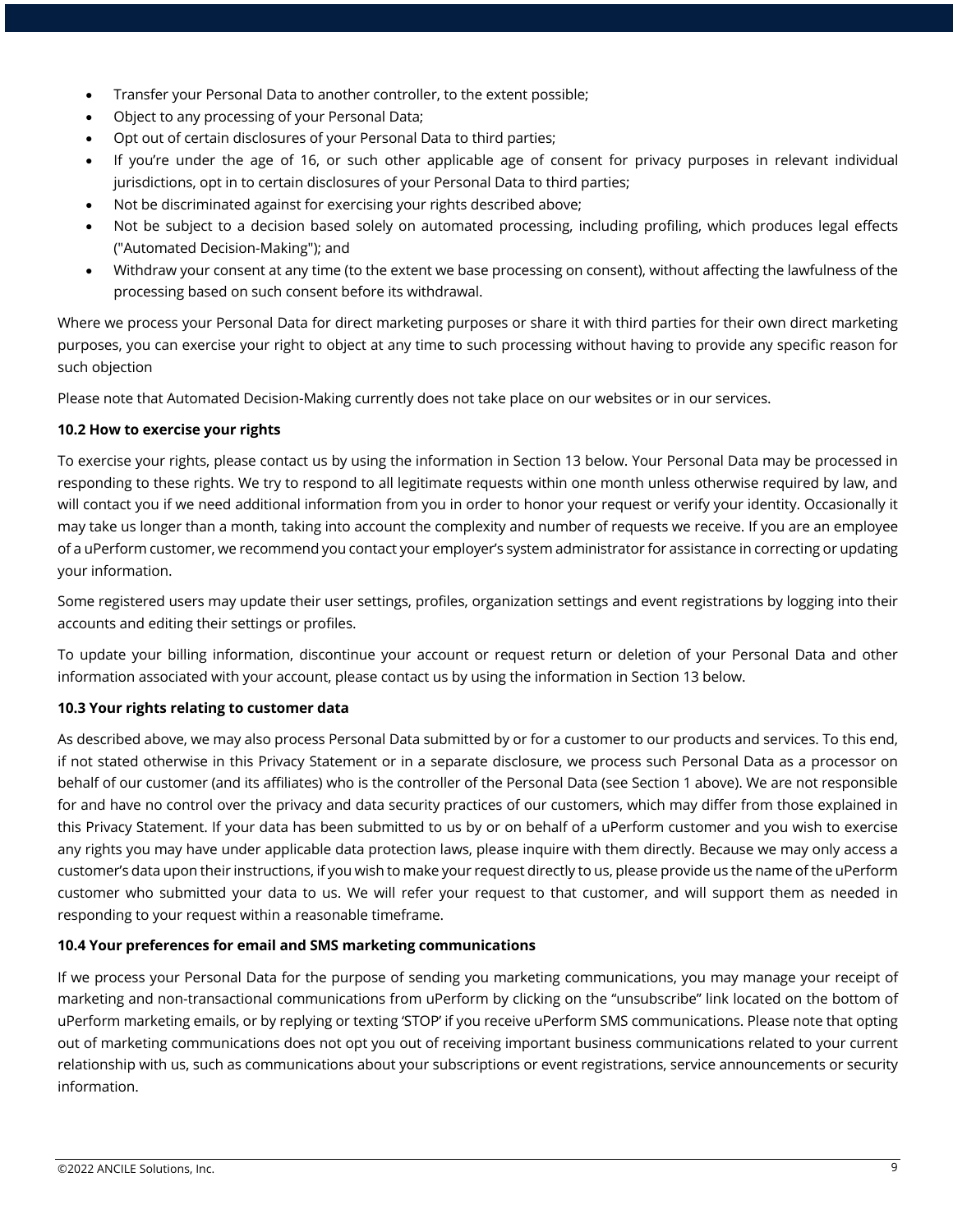- Transfer your Personal Data to another controller, to the extent possible;
- Object to any processing of your Personal Data;
- Opt out of certain disclosures of your Personal Data to third parties;
- If you're under the age of 16, or such other applicable age of consent for privacy purposes in relevant individual jurisdictions, opt in to certain disclosures of your Personal Data to third parties;
- Not be discriminated against for exercising your rights described above;
- Not be subject to a decision based solely on automated processing, including profiling, which produces legal effects ("Automated Decision-Making"); and
- Withdraw your consent at any time (to the extent we base processing on consent), without affecting the lawfulness of the processing based on such consent before its withdrawal.

Where we process your Personal Data for direct marketing purposes or share it with third parties for their own direct marketing purposes, you can exercise your right to object at any time to such processing without having to provide any specific reason for such objection

Please note that Automated Decision-Making currently does not take place on our websites or in our services.

**10.2 How to exercise your rights**

To exercise your rights, please contact us by using the information in Section 13 below. Your Personal Data may be processed in responding to these rights. We try to respond to all legitimate requests within one month unless otherwise required by law, and will contact you if we need additional information from you in order to honor your request or verify your identity. Occasionally it may take us longer than a month, taking into account the complexity and number of requests we receive. If you are an employee of a uPerform customer, we recommend you contact your employer's system administrator for assistance in correcting or updating your information.

Some registered users may update their user settings, profiles, organization settings and event registrations by logging into their accounts and editing their settings or profiles.

To update your billing information, discontinue your account or request return or deletion of your Personal Data and other information associated with your account, please contact us by using the information in Section 13 below.

**10.3 Your rights relating to customer data**

As described above, we may also process Personal Data submitted by or for a customer to our products and services. To this end, if not stated otherwise in this Privacy Statement or in a separate disclosure, we process such Personal Data as a processor on behalf of our customer (and its affiliates) who is the controller of the Personal Data (see Section 1 above). We are not responsible for and have no control over the privacy and data security practices of our customers, which may differ from those explained in this Privacy Statement. If your data has been submitted to us by or on behalf of a uPerform customer and you wish to exercise any rights you may have under applicable data protection laws, please inquire with them directly. Because we may only access a customer's data upon their instructions, if you wish to make your request directly to us, please provide us the name of the uPerform customer who submitted your data to us. We will refer your request to that customer, and will support them as needed in responding to your request within a reasonable timeframe.

**10.4 Your preferences for email and SMS marketing communications**

If we process your Personal Data for the purpose of sending you marketing communications, you may manage your receipt of marketing and non-transactional communications from uPerform by clicking on the "unsubscribe" link located on the bottom of uPerform marketing emails, or by replying or texting 'STOP' if you receive uPerform SMS communications. Please note that opting out of marketing communications does not opt you out of receiving important business communications related to your current relationship with us, such as communications about your subscriptions or event registrations, service announcements or security information.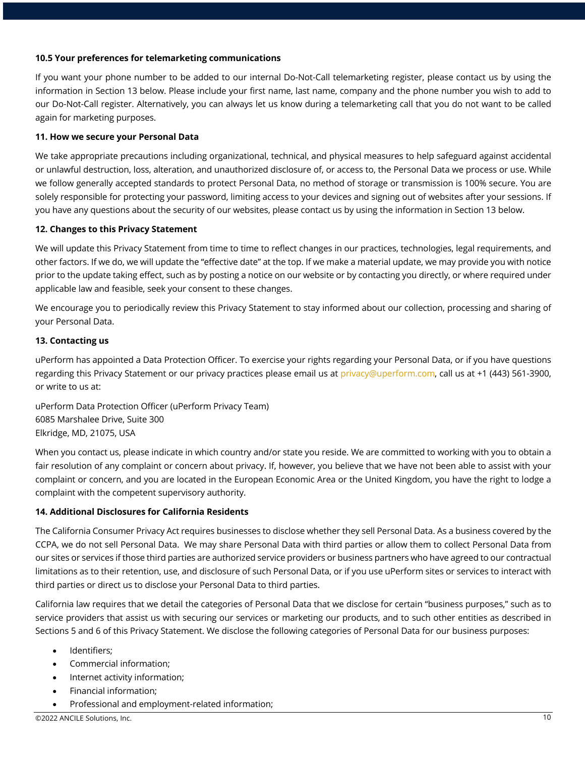**10.5 Your preferences for telemarketing communications**

If you want your phone number to be added to our internal Do-Not-Call telemarketing register, please contact us by using the information in Section 13 below. Please include your first name, last name, company and the phone number you wish to add to our Do-Not-Call register. Alternatively, you can always let us know during a telemarketing call that you do not want to be called again for marketing purposes.

**11. How we secure your Personal Data**

We take appropriate precautions including organizational, technical, and physical measures to help safeguard against accidental or unlawful destruction, loss, alteration, and unauthorized disclosure of, or access to, the Personal Data we process or use. While we follow generally accepted standards to protect Personal Data, no method of storage or transmission is 100% secure. You are solely responsible for protecting your password, limiting access to your devices and signing out of websites after your sessions. If you have any questions about the security of our websites, please contact us by using the information in Section 13 below.

**12. Changes to this Privacy Statement**

We will update this Privacy Statement from time to time to reflect changes in our practices, technologies, legal requirements, and other factors. If we do, we will update the "effective date" at the top. If we make a material update, we may provide you with notice prior to the update taking effect, such as by posting a notice on our website or by contacting you directly, or where required under applicable law and feasible, seek your consent to these changes.

We encourage you to periodically review this Privacy Statement to stay informed about our collection, processing and sharing of your Personal Data.

**13. Contacting us**

uPerform has appointed a Data Protection Officer. To exercise your rights regarding your Personal Data, or if you have questions regarding this Privacy Statement or our privacy practices please email us at privacy@uperform.com, call us at +1 (443) 561-3900, or write to us at:

uPerform Data Protection Officer (uPerform Privacy Team)
6085 Marshalee Drive, Suite 300
Elkridge, MD, 21075, USA

When you contact us, please indicate in which country and/or state you reside. We are committed to working with you to obtain a fair resolution of any complaint or concern about privacy. If, however, you believe that we have not been able to assist with your complaint or concern, and you are located in the European Economic Area or the United Kingdom, you have the right to lodge a complaint with the competent supervisory authority.

**14. Additional Disclosures for California Residents**

The California Consumer Privacy Act requires businesses to disclose whether they sell Personal Data. As a business covered by the CCPA, we do not sell Personal Data. We may share Personal Data with third parties or allow them to collect Personal Data from our sites or services if those third parties are authorized service providers or business partners who have agreed to our contractual limitations as to their retention, use, and disclosure of such Personal Data, or if you use uPerform sites or services to interact with third parties or direct us to disclose your Personal Data to third parties.

California law requires that we detail the categories of Personal Data that we disclose for certain "business purposes," such as to service providers that assist us with securing our services or marketing our products, and to such other entities as described in Sections 5 and 6 of this Privacy Statement. We disclose the following categories of Personal Data for our business purposes:

- Identifiers;
- Commercial information;
- Internet activity information;
- Financial information;
- Professional and employment-related information;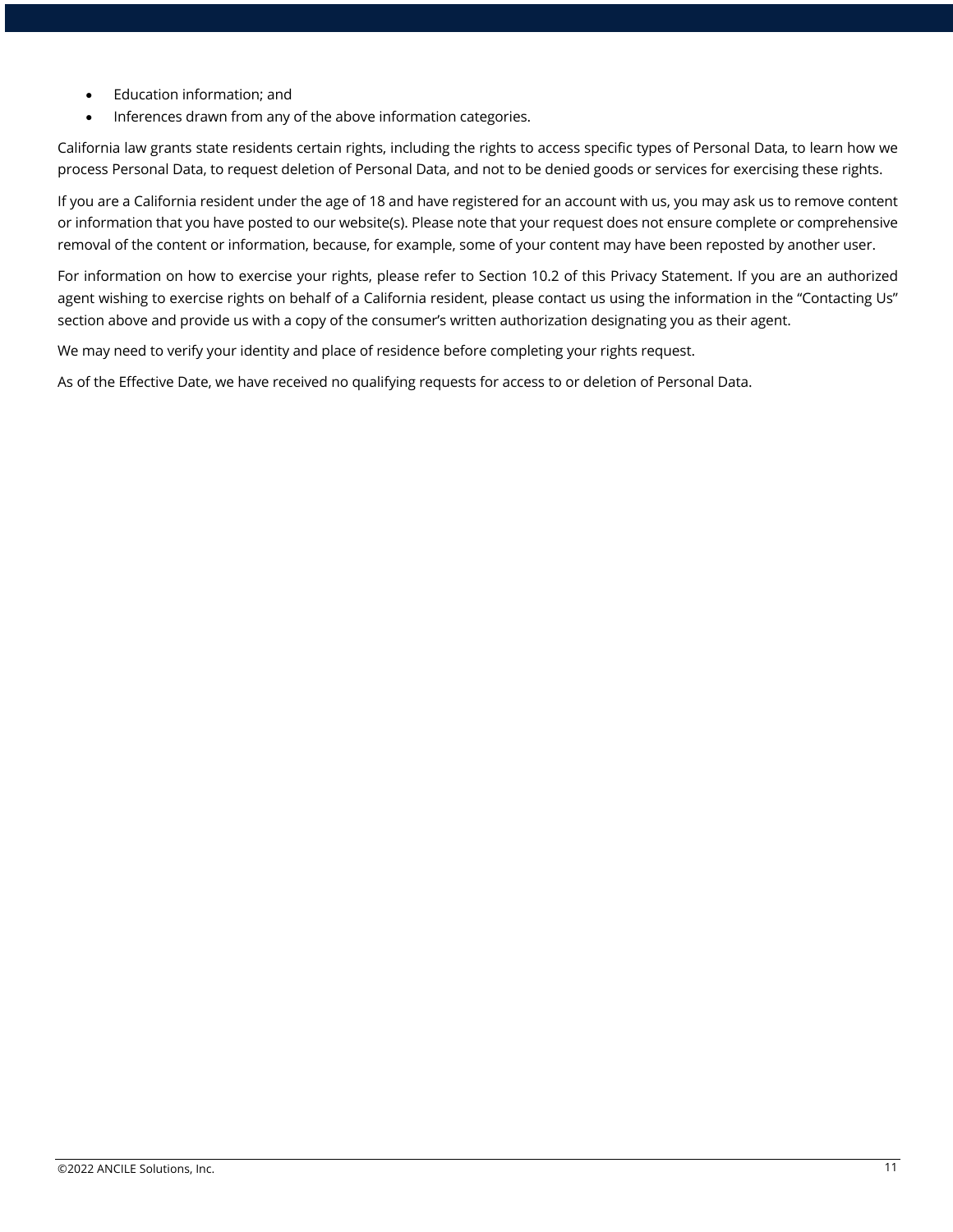- Education information; and
- Inferences drawn from any of the above information categories.

California law grants state residents certain rights, including the rights to access specific types of Personal Data, to learn how we process Personal Data, to request deletion of Personal Data, and not to be denied goods or services for exercising these rights.

If you are a California resident under the age of 18 and have registered for an account with us, you may ask us to remove content or information that you have posted to our website(s). Please note that your request does not ensure complete or comprehensive removal of the content or information, because, for example, some of your content may have been reposted by another user.

For information on how to exercise your rights, please refer to Section 10.2 of this Privacy Statement. If you are an authorized agent wishing to exercise rights on behalf of a California resident, please contact us using the information in the "Contacting Us" section above and provide us with a copy of the consumer's written authorization designating you as their agent.

We may need to verify your identity and place of residence before completing your rights request.

As of the Effective Date, we have received no qualifying requests for access to or deletion of Personal Data.